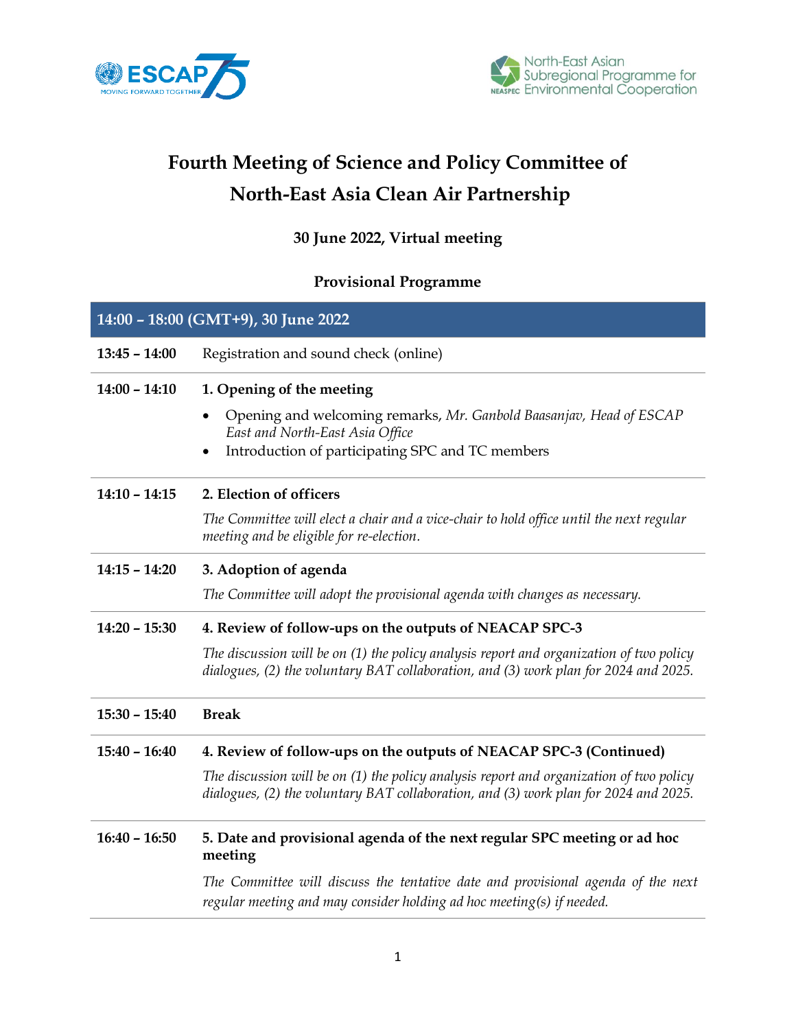# Fourth Meeting of Science and Policy Committee of North-East Asia Clean Air Partnership

### 30 June 2022, Virtual meeting

### Provisional Programme

| 14:00 – 18:00 (GMT+9), 30 June 2022 | |
|---|---|
| **13:45 – 14:00** | Registration and sound check (online) |
| **14:00 – 14:10** | **1. Opening of the meeting**<br>• Opening and welcoming remarks, *Mr. Ganbold Baasanjav, Head of ESCAP East and North-East Asia Office*<br>• Introduction of participating SPC and TC members |
| **14:10 – 14:15** | **2. Election of officers**<br>*The Committee will elect a chair and a vice-chair to hold office until the next regular meeting and be eligible for re-election.* |
| **14:15 – 14:20** | **3. Adoption of agenda**<br>*The Committee will adopt the provisional agenda with changes as necessary.* |
| **14:20 – 15:30** | **4. Review of follow-ups on the outputs of NEACAP SPC-3**<br>*The discussion will be on (1) the policy analysis report and organization of two policy dialogues, (2) the voluntary BAT collaboration, and (3) work plan for 2024 and 2025.* |
| **15:30 – 15:40** | **Break** |
| **15:40 – 16:40** | **4. Review of follow-ups on the outputs of NEACAP SPC-3 (Continued)**<br>*The discussion will be on (1) the policy analysis report and organization of two policy dialogues, (2) the voluntary BAT collaboration, and (3) work plan for 2024 and 2025.* |
| **16:40 – 16:50** | **5. Date and provisional agenda of the next regular SPC meeting or ad hoc meeting**<br>*The Committee will discuss the tentative date and provisional agenda of the next regular meeting and may consider holding ad hoc meeting(s) if needed.* |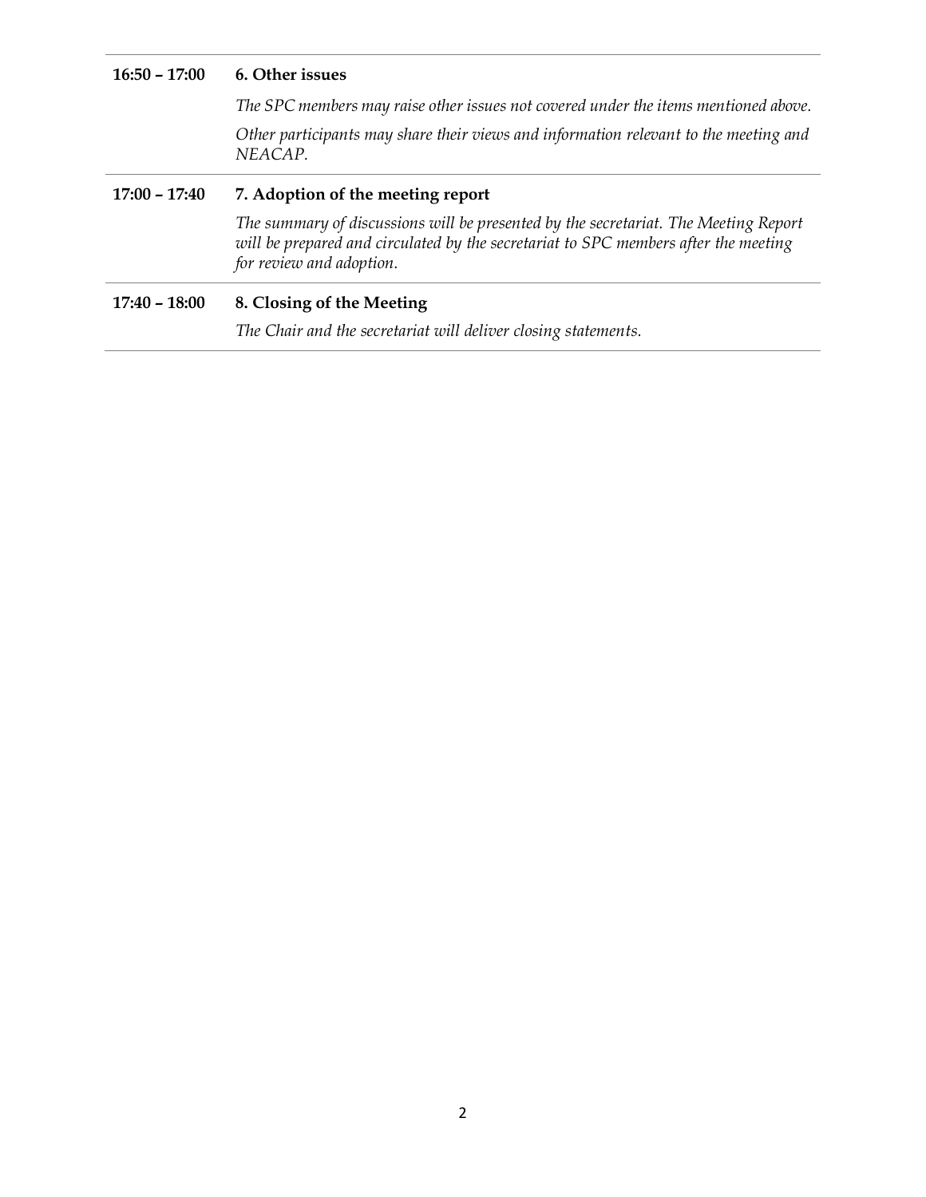| | |
|---|---|
| **16:50 – 17:00** | **6. Other issues**<br>*The SPC members may raise other issues not covered under the items mentioned above.*<br>*Other participants may share their views and information relevant to the meeting and NEACAP.* |
| **17:00 – 17:40** | **7. Adoption of the meeting report**<br>*The summary of discussions will be presented by the secretariat. The Meeting Report will be prepared and circulated by the secretariat to SPC members after the meeting for review and adoption.* |
| **17:40 – 18:00** | **8. Closing of the Meeting**<br>*The Chair and the secretariat will deliver closing statements.* |